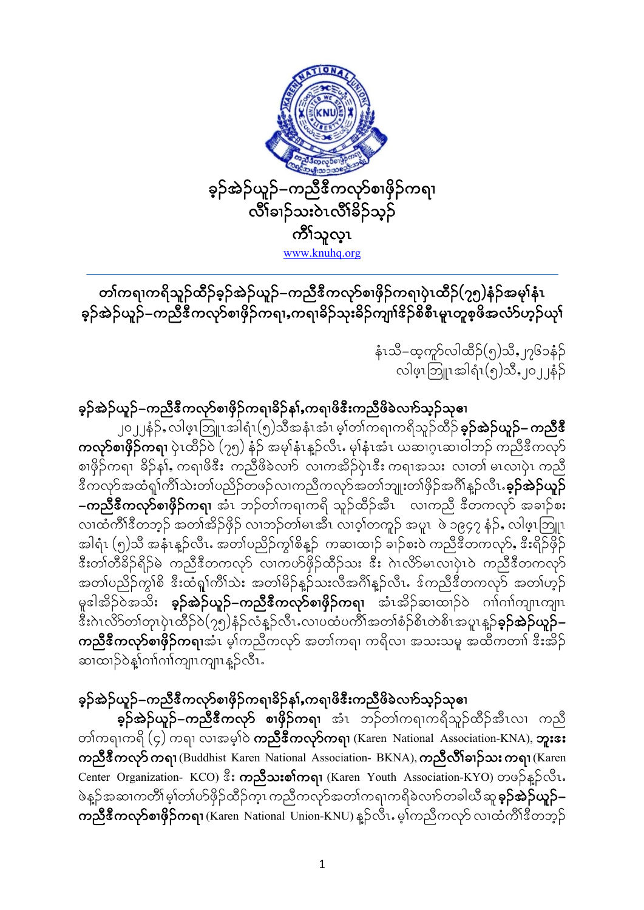# ခ့ၣ်အဲၣ်ယှၣ်–ကညီဒီကလုာ်စၢဖှိၣ်ကရၢ
## လီၢ်ခၢၣ်သးဝဲၤလီၢ်ခိၣ်သ့ၣ်
## ကိၢ်သူလ့ၤ

www.knuhq.org

### တၢ်ကရၢကရိသူၣ်ထိၣ်ခ့ၣ်အဲၣ်ယှၣ်–ကညီဒီကလုာ်စၢဖှိၣ်ကရၢပှဲၤထိၣ်(၇၅)နံၣ်အမုၢ်နံၤ ခ့ၣ်အဲၣ်ယှၣ်–ကညီဒီကလုာ်စၢဖှိၣ်ကရၢ,ကရၢခိၣ်သးခိၣ်ကျၢၢ်ဒိၣ်စိစီၤမူၤတူၥ့ဖိအလံာ်ဟ့ၣ်ယုၢ်

နံၤသီ–ထ့ကူာ်လါထိၣ်(၅)သီ,၂၇၆၁နံၣ်
လါဖ့ၤဘြူၤအါရံၤ(၅)သီ,၂၀၂၂နံၣ်

**ခ့ၣ်အဲၣ်ယှၣ်–ကညီဒီကလုာ်စၢဖှိၣ်ကရၢခိၣ်နၢ်,ကရၢဖိဒီးကညီဖိခဲလၢာ်သ့ၣ်သုဓၢ**

၂၀၂၂နံၣ်,လါဖ့ၤဘြူၤအါရံၤ(၅)သီအနံၤအံၤ မ့ၢ်တၢ်ကရၢကရိသူၣ်ထိၣ် **ခ့ၣ်အဲၣ်ယှၣ်– ကညီဒီကလုာ်စၢဖှိၣ်ကရၢ** ပှဲၤထိၣ်ဝဲ (၇၅) နံၣ် အမုၢ်နံၤန့ၣ်လီၤ. မုၢ်နံၤအံၤ ယဆၢဂ့ၤဆၢဝါဘၣ် ကညီဒီကလုာ်စၢဖှိၣ်ကရၢ ခိၣ်နၢ်, ကရၢဖိဒီး ကညီဖိခဲလၢာ် လၢကအိၣ်ပှဲၤဒီး ကရၢအသး လၢတၢ် မၤလၢပှဲၤ ကညီဒီကလုာ်အထံရှၢ်ကီၢ်သဲးတၢ်ပညိၣ်တဖၣ်လၢကညီကလုာ်အတၢ်ဘျုးတၢ်ဖှိၣ်အဂီၢ်န့ၣ်လီၤ.**ခ့ၣ်အဲၣ်ယှၣ်–ကညီဒီကလုာ်စၢဖှိၣ်ကရၢ** အံၤ ဘၣ်တၢ်ကရၢကရိ သူၣ်ထိၣ်အီၤ လၢကညီ ဒီတကလုာ် အခၢၣ်စးလၢထံကီၢ်ဒီတဘ့ၣ် အတၢ်အိၣ်ဖှိၣ် လၢဘၣ်တၢ်မၤအီၤ လၢဝ့ၢ်တကူၣ် အပူၤ ဖဲ ၁၉၄၇ နံၣ်, လါဖ့ၤဘြူၤအါရံၤ (၅)သီ အနံၤန့ၣ်လီၤ. အတၢ်ပညိၣ်ကွၢ်စိန့ၣ် ကဆၢထၢၣ် ခၢၣ်စးဝဲ ကညီဒီတကလုာ်, ဒီးရိၣ်ဖှိၣ်ဒီးတၢ်တီခိၣ်ရိၣ်မဲ ကညီဒီတကလုာ် လၢကဟ်ဖှိၣ်ထိၣ်သး ဒီး ဂဲၤလိာ်မၤလၢပှဲၤဝဲ ကညီဒီတကလုာ် အတၢ်ပညိၣ်ကွၢ်စိ ဒီးထံရှၢ်ကီၢ်သဲး အတၢ်မိၣ်န့ၣ်သးလီအဂီၢ်န့ၣ်လီၤ. ဒ်ကညီဒီတကလုာ် အတၢ်ဟ့ၣ်မူဒါအိၣ်ဝဲအသိး **ခ့ၣ်အဲၣ်ယှၣ်–ကညီဒီကလုာ်စၢဖှိၣ်ကရၢ** အံၤအိၣ်ဆၢထၢၣ်ဝဲ ဂၢၢ်ဂၢၢ်ကျၢၤကျၢၤ ဒီးဂဲၤလိာ်တၢ်တုၤပှဲၤထိၣ်ဝဲ(၇၅)နံၣ်လံန့ၣ်လီၤ.လၢပထံပကီၢ်အတၢ်စံၣ်စိတဲစိၤအပူၤန့ၣ်**ခ့ၣ်အဲၣ်ယှၣ်–ကညီဒီကလုာ်စၢဖှိၣ်ကရၢ**အံၤ မ့ၢ်ကညီကလုာ် အတၢ်ကရၢ ကရိလၢ အသးသမူ အထိကတၢၢ် ဒီးအိၣ်ဆၢထၢၣ်ဝဲန့ၢ်ဂၢၢ်ဂၢၢ်ကျၢၤကျၢၤန့ၣ်လီၤ.

**ခ့ၣ်အဲၣ်ယှၣ်–ကညီဒီကလုာ်စၢဖှိၣ်ကရၢခိၣ်နၢ်,ကရၢဖိဒီးကညီဖိခဲလၢာ်သ့ၣ်သုဓၢ**

**ခ့ၣ်အဲၣ်ယှၣ်–ကညီဒီကလုာ် စၢဖှိၣ်ကရၢ** အံၤ ဘၣ်တၢ်ကရၢကရိသူၣ်ထိၣ်အီၤလၢ ကညီတၢ်ကရၢကရိ (၄) ကရၢ လၢအမ့ၢ်ဝဲ **ကညီဒီကလုာ်ကရၢ** (Karen National Association-KNA), **ဘုဒ္ဓဒ ကညီဒီကလုာ် ကရၢ** (Buddhist Karen National Association- BKNA), **ကညီလီၢ်ခၢၣ်သး ကရၢ** (Karen Center Organization- KCO) ဒီး **ကညီသးစၢ်ကရၢ** (Karen Youth Association-KYO) တဖၣ်န့ၣ်လီၤ. ဖဲန့ၣ်အဆၢကတီၢ် မ့ၢ်တၢ်ဟ်ဖှိၣ်ထိၣ်က့ၤ ကညီကလုာ်အတၢ်ကရၢကရိခဲလၢာ်တခါယီ ဆူ**ခ့ၣ်အဲၣ်ယှၣ်–ကညီဒီကလုာ်စၢဖှိၣ်ကရၢ** (Karen National Union-KNU) န့ၣ်လီၤ. မ့ၢ်ကညီကလုာ် လၢထံကီၢ်ဒီတဘ့ၣ်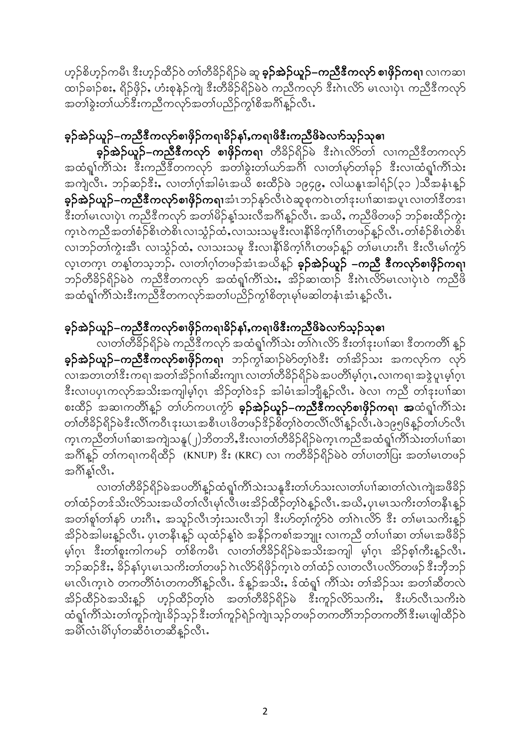ဟ့ၣ်စိဟ့ၣ်ကမီၤ ဒီးဟ့ၣ်ထီၣ်ဝဲ တၢ်တိခိၣ်ရိၣ်မဲ ဆူ **ခ့ၣ်အဲၣ်ယူၣ်–ကညီဒီကလုာ် စၢဖိၣ်ကရၢ** လၢကဆၢထၢၣ်ခၢၣ်စး, ရိၣ်ဖိၣ်, ဟံးစုနဲၣ်ကျဲ ဒီးတိခိၣ်ရိၣ်မဲဝဲ ကညီကလုာ် ဒီးဂဲၤလိာ် မၤလၢပှဲၤ ကညီဒီကလုာ် အတၢ်ခွဲးတၢ်ယာ်ဒီးကညီကလုာ်အတၢ်ပညိၣ်ကွ့ၢ်စိအဂီၢ်န့ၣ်လီၤ.

## ခ့ၣ်အဲၣ်ယူၣ်–ကညီဒီကလုာ်စၢဖိၣ်ကရၢခိၣ်နၢ်,ကရၢဖိဒီးကညီဖိခဲလၢာ်သ့ၣ်သုဓၢ

**ခ့ၣ်အဲၣ်ယူၣ်–ကညီဒီကလုာ် စၢဖိၣ်ကရၢ** တိခိၣ်ရိၣ်မဲ ဒီးဂဲၤလိာ်တၢ် လၢကညီဒီတကလုာ် အထံရှ့ၢ်ကီၢ်သဲး ဒီးကညီဒီတကလုာ် အတၢ်ခွဲးတၢ်ယာ်အဂီၢ် လၢတၢ်မ့ာ်တၢ်ခ့ၣ် ဒီးလၢထံရှ့ၢ်ကီၢ်သဲး အကျဲလီၤ. ဘၣ်ဆၣ်ဒီး, လၢတၢ်ဂ့ၢ်အါမံၤအယိ စးထိၣ်ဖဲ ၁၉၄၉, လါယနူၤအါရံၣ်(၃၁ )သီအနံၤန့ၣ် **ခ့ၣ်အဲၣ်ယူၣ်–ကညီဒီကလုာ်စၢဖိၣ်ကရၢ**အံၤဘၣ်နုာ်လီၤဝဲဆူစုကဝဲၤတၢ်ဒုးပၢၢ်ဆၢအပူၤလၢတၢ်ဒီတဧၢ ဒီးတၢ်မၤလၢပှဲၤ ကညီဒီကလုာ် အတၢ်မိၣ်နှ့ၢ်သးလီအဂီၢ်န့ၣ်လီၤ. အဃိ, ကညီဖိတဖၣ် ဘၣ်စးထိၣ်ကွဲး ကူၤဝဲကညီအတၢ်စံၣ်စိၤတဲစိၤ လၢသွံၣ်ထံ,လၢသးသမူဒီးလၢနီၢ်ခိက့ၢ်ဂီၢ်တဖၣ်န့ၣ်လီၤ.တၢ်စံၣ်စိၤတဲစိၤ လၢဘၣ်တၢ်ကွဲးအီၤ လၢသွံၣ်ထံ, လၢသးသမူ ဒီးလၢနီၢ်ခိက့ၢ်ဂီၢ်တဖၣ်န့ၣ် တၢ်မၤဟးဂီၤ ဒီးလီၤမၢ်ကွံာ် လ့ၤတက့ၤ တန့ၢ်တသ့ဘၣ်. လၢတၢ်ဂ့ၢ်တဖၣ်အံၤအယိန့ၣ် **ခ့ၣ်အဲၣ်ယူၣ် –ကညီ ဒီကလုာ်စၢဖိၣ်ကရၢ** ဘၣ်တိခိၣ်ရိၣ်မဲဝဲ ကညီဒီတကလုာ် အထံရှ့ၢ်ကီၢ်သဲး, အိၣ်ဆၢထၢၣ် ဒီးဂဲၤလိာ်မၤလၢပှဲၤဝဲ ကညီဖိ အထံရှ့ၢ်ကီၢ်သဲးဒီးကညီဒီတကလုာ်အတၢ်ပညိၣ်ကွ့ၢ်စိတုၤမ့ၢ်မဆါတနံၤအံၤန့ၣ်လီၤ.

## ခ့ၣ်အဲၣ်ယူၣ်–ကညီဒီကလုာ်စၢဖိၣ်ကရၢခိၣ်နၢ်,ကရၢဖိဒီးကညီဖိခဲလၢာ်သ့ၣ်သုဓၢ

လၢတၢ်တိခိၣ်ရိၣ်မဲ ကညီဒီကလုာ် အထံရှ့ၢ်ကီၢ်သဲး တၢ်ဂဲၤလိာ် ဒီးတၢ်ဒုးပၢၢ်ဆၢ ဒီတကတီၢ် န့ၣ် **ခ့ၣ်အဲၣ်ယူၣ်–ကညီဒီကလုာ်စၢဖိၣ်ကရၢ** ဘၣ်ကွၢ်ဆၢၣ်မဲာ်တ့ၢ်ဝဲဒီး တၢ်အိၣ်သး အကလုာ်က လုာ် လၢအတၤတၢ်ဒီးကရၢအတၢ်အိၣ်ဂၢါဆိးကျπ လၢတၢ်တိခိၣ်ရိၣ်မဲအပတိၢ်မ့ၢ်ဂ့ၤ,လၢကရၢအဒွဲပူၤမ့ၢ်ဂ့ၤ ဒီးလၢပပှၤကလုာ်အသိးအကျါမ့ၢ်ဂ့ၤ အိၣ်တ့ၢ်ဝဲဒၣ် အါမံၤအါဘျီန့ၣ်လီၤ. ဖဲလၢ ကညီ တၢ်ဒုးပၢၢ်ဆၢ စးထိၣ် အဆၢကတီၢ်န့ၣ် တၢ်ဟ်ကပၤကွံာ် **ခ့ၣ်အဲၣ်ယူၣ်–ကညီဒီကလုာ်စၢဖိၣ်ကရၢ အ**ထံရှ့ၢ်ကီၢ်သဲး တၢ်တိခိၣ်ရိၣ်မဲဒီးလီၢ်ကဝီၤဒုးယၤအစိၤပၤဖိတဖၣ်ဒ်ၣ်စိတ့ၢ်ဝဲတလီၢ်လီၢ်န့ၣ်လီၤ.ဖဲ၁၉၅၆န့ၣ်တၢ်ဟ်လီၤ ကူၤကညီတၢ်ပၢၢ်ဆၢအကျဲသန့(၂)ဘိတဘိ,ဒီးလၢတၢ်တိခိၣ်ရိၣ်မဲက့ၤကညီအထံရှ့ၢ်ကီၢ်သဲးတၢ်ပၢၢ်ဆၢ အဂီၢ်န့ၣ် တၢ်ကရၢကရိထီၣ် (KNUP) ဒီး (KRC) လၢ ကတိခိၣ်ရိၣ်မဲဝဲ တၢ်ပၢတၢ်ပြး အတၢ်မၤတဖၣ် အဂီၢ်န့ၢ်လီၤ.

လၢတၢ်တိခိၣ်ရိၣ်မဲအပတိၢ်န့ၣ်ထံရှ့ၢ်ကီၢ်သဲးသနူဒီးတၢ်ဟ်သးလၢတၢ်ပၢၢ်ဆၢတၢ်လဲၤကျဲအဖီခိၣ် တၢ်ထံၣ်တဒ်သိးလိာ်သးအယိတၢ်လီၤမ့ၢ်လီၤဖးအိၣ်ထီၣ်တ့ၢ်ဝဲန့ၣ်လီၤ.အဃိ,ပှၤမၤသကိးတၢ်တနီၤန့ၣ် အတၢ်စူၢ်တၢ်နာ် ဟးဂီၤ, အသူၣ်လီၤဘှံးသးလီၤဘှါ ဒီးဟ်တ့ၢ်ကွံာ်ဝဲ တၢ်ဂဲၤလိာ် ဒီး တၢ်မၤသကိးန့ၣ် အိၣ်ဝဲအါမးန့ၣ်လီၤ. ပှၤတနီၤန့ၣ် ယုထံၣ်န့ၢ်ဝဲ အနိၣ်ကစၢ်အဘျုး လၢကညီ တၢ်ပၢၢ်ဆၢ တၢ်မၤအဖီခိၣ် မ့ၢ်ဂ့ၤ ဒီးတၢ်စူးကါကမၣ် တၢ်စိကမီၤ လၢတၢ်တိခိၣ်ရိၣ်မဲအသိးအကျါ မ့ၢ်ဂ့ၤ အိၣ်စ့ၢ်ကီးန့ၣ်လီၤ. ဘၣ်ဆၣ်ဒီး, ခိၣ်နၢ်ပှၤမၤသကိးတၢ်တဖၣ် ဂဲၤလိာ်ရိဖိၣ်ကူၤဝဲ တၢ်ထံၣ် လၢတလီၤပလိာ်တဖၣ် ဒီးဘိၣ်ဘၣ် မၤလိၤကူၤဝဲ တကတီၢ်ဝံၤတကတီၢ်န့ၣ်လီၤ. ဒ်န့ၣ်အသိး, ဒ်ထံရှ့ၢ် ကီၢ်သဲး တၢ်အိၣ်သး အတၢ်ဆီတလဲ အိၣ်ထိၣ်ဝဲအသိးန့ၣ် ဟ့ၣ်ထီၣ်တ့ၢ်ဝဲ အတၢ်တိခိၣ်ရိၣ်မဲ ဒီးကူၣ်လိာ်သကိး, ဒီးဟ်လီၤသကိးဝဲ ထံရှ့ၢ်ကီၢ်သဲးတၢ်ကူၣ်ကျဲၤခိၣ်သ့ၣ်ဒီးတၢ်ကူၣ်ရဲၣ်ကျဲၤသ့ၣ်တဖၣ်တကတီၢ်ဘၣ်တကတီၢ်ဒီးမၤဖျါထီၣ်ဝဲ အမိၢ်လံၤမိၢ်ပှၢ်တဆီဝံၤတဆီန့ၣ်လီၤ.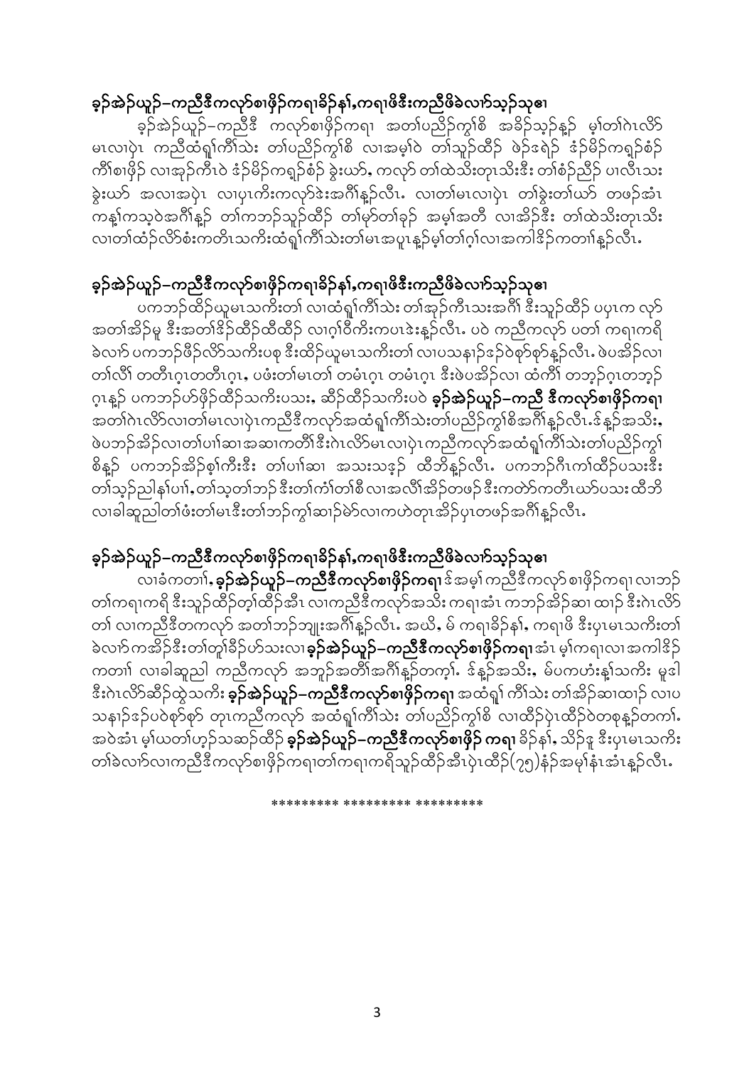## ခ့ၣ်အဲၣ်ယူၣ်–ကညီဒီကလုာ်စၢဖိၣ်ကရၢခိၣ်နၢ်,ကရၢဖိဒီးကညီဖိခဲလၢာ်သ့ၣ်သုဧၢ

ခ့ၣ်အဲၣ်ယူၣ်–ကညီဒီ ကလုာ်စၢဖိၣ်ကရၢ အတၢ်ပညိၣ်ကွၢ်စိ အခိၣ်သ့ၣ်နူၣ် မ့ၢ်တၢ်ဂဲၤလိာ် မၤလၢပှဲၤ ကညီထံရှၢ်ကီၢ်သဲး တၢ်ပညိၣ်ကွၢ်စိ လၢအမ့ၢ်ဝဲ တၢ်သူၣ်ထိၣ် ဖဲၣ်ဒရဲၣ် ဒံၣ်မိၣ်ကရၠၣ်စံၣ် ကီၢ်စၢဖိၣ် လၢအှၣ်ကီၤဝဲ ဒံၣ်မိၣ်ကရၠၣ်စံၣ် ခွဲးယာ်, ကလုာ် တၢ်ထဲသိးတုၤသိးဒီး တၢ်စံၣ်ညီၣ် ပၢလီၤသး ခွဲးယာ် အလၢအပှဲၤ လၢပှၤကီးကလုာ်ဒဲးအဂီၢ်နူၣ်လီၤ. လၢတၢ်မၤလၢပှဲၤ တၢ်ခွဲးတၢ်ယာ် တဖၣ်အံၤ ကန့ၢ်ကသ့ဝဲအဂီၢ်နူၣ် တၢ်ကဘၣ်သူၣ်ထိၣ် တၢ်မှာ်တၢ်ခုၣ် အမှ့ၢ်အတီ လၢအိၣ်ဒီး တၢ်ထဲသိးတုၤသိး လၢတၢ်ထံၣ်လိာ်စံးကတိၤသကိးထံရှၢ်ကီၢ်သဲးတၢ်မၤအပူၤန့ၣ်မ့ၢ်တၢ်ဂ့ၢ်လၢအကါဒိၣ်ကတၢၢ်နူၣ်လီၤ.

## ခ့ၣ်အဲၣ်ယူၣ်–ကညီဒီကလုာ်စၢဖိၣ်ကရၢခိၣ်နၢ်,ကရၢဖိဒီးကညီဖိခဲလၢာ်သ့ၣ်သုဧၢ

ပကဘၣ်ထိၣ်ယူမၤသကိးတၢ် လၢထံရှၢ်ကီၢ်သဲး တၢ်အှၣ်ကီၤသးအဂီၢ် ဒီးသူၣ်ထိၣ် ပပှၤက လုာ် အတၢ်အိၣ်မူ ဒီးအတၢ်ဒိၣ်ထိၣ်ထီထီၣ် လၢဂ့ၢ်ဝီကီးကပၤဒဲးနူၣ်လီၤ. ပဝဲ ကညီကလုာ် ပတၢ် ကရၢကရိ ခဲလၢာ် ပကဘၣ်ဖိၣ်လိာ်သကိးပစု ဒီးထိၣ်ယူမၤသကိးတၢ် လၢပသနၢၣ်ဒၣ်ဝဲစုာ်စုာ်နူၣ်လီၤ. ဖဲပအိၣ်လၢ တၢ်လီၢ် တတီၤဂ့ၤတတီၤဂ့ၤ, ပဖံးတၢ်မၤတၢ် တမံၤဂ့ၤ တမံၤဂ့ၤ ဒီးဖဲပအိၣ်လၢ ထံကီၢ် တဘ့ၣ်ဂ့ၤတဘ့ၣ်ဂ့ၤနူၣ် ပကဘၣ်ဟ်ဖိၣ်ထိၣ်သကိးပသး, ဆီၣ်ထိၣ်သကိးပဝဲ **ခ့ၣ်အဲၣ်ယူၣ်–ကညီ ဒီကလုာ်စၢဖိၣ်ကရၢ** အတၢ်ဂဲၤလိာ်လၢတၢ်မၤလၢပှဲၤကညီဒီကလုာ်အထံရှၢ်ကီၢ်သဲးတၢ်ပညိၣ်ကွၢ်စိအဂီၢ်နူၣ်လီၤ.ဒ်နူၣ်အသိး, ဖဲပဘၣ်အိၣ်လၢတၢ်ပၢၢ်ဆၢအဆၢကတီၢ်ဒီးဂဲၤလိာ်မၤလၢပှဲၤကညီကလုာ်အထံရှၢ်ကီၢ်သဲးတၢ်ပညိၣ်ကွၢ် စိနူၣ် ပကဘၣ်အိၣ်စ့ၢ်ကီးဒီး တၢ်ပၢၢ်ဆၢ အသးသဒ့ၣ် ထီဘိနူၣ်လီၤ. ပကဘၣ်ဂီၤကၢ်ထိၣ်ပသးဒီး တၢ်သ့ၣ်ညါနၢ်ပၢၢ်,တၢ်သ့တၢ်ဘၣ် ဒီးတၢ်ကံၢ်တၢ်စိ လၢအလီၢ်အိၣ်တဖၣ် ဒီးကတဲာ်ကတီၤယာ်ပသးထီဘိ လၢခါဆူညါတၢ်ဖံးတၢ်မၤဒီးတၢ်ဘၣ်ကွၢ်ဆၢၣ်မဲာ်လၢကဟဲတုၤအိၣ်ပှၤတဖၣ်အဂီၢ်နူၣ်လီၤ.

## ခ့ၣ်အဲၣ်ယူၣ်–ကညီဒီကလုာ်စၢဖိၣ်ကရၢခိၣ်နၢ်,ကရၢဖိဒီးကညီဖိခဲလၢာ်သ့ၣ်သုဧၢ

လၢခံကတၢၢ်, **ခ့ၣ်အဲၣ်ယူၣ်–ကညီဒီကလုာ်စၢဖိၣ်ကရၢ** ဒ်အမ့ၢ် ကညီဒီကလုာ် စၢဖိၣ်ကရၢ လၢဘၣ် တၢ်ကရၢကရိ ဒီးသူၣ်ထိၣ်တ့ၢ်ထိၣ်အီၤ လၢကညီဒီကလုာ်အသိး ကရၢအံၤ ကဘၣ်အိၣ်ဆၢ ထၢၣ် ဒီးဂဲၤလိာ် တၢ် လၢကညီဒီတကလုာ် အတၢ်ဘၣ်ဘျုးအဂီၢ်နူၣ်လီၤ. အယီ, မ်ကရၢခိၣ်နၢ်, ကရၢဖိ ဒီးပှၤမၤသကိးတၢ် ခဲလၢာ်ကအိၣ်ဒီးတၢ်တူၢ်ခိၣ်ဟ်သးလၢ **ခ့ၣ်အဲၣ်ယူၣ်–ကညီဒီကလုာ်စၢဖိၣ်ကရၢ** အံၤ မ့ၢ်ကရၢလၢအကါဒိၣ် ကတၢၢ် လၢခါဆူညါ ကညီကလုာ် အဘူၣ်အတီၢ်အဂီၢ်နူၣ်တက့ၢ်. ဒ်နူၣ်အသိး, မ်ပကဟံးန့ၢ်သကိး မူဒါ ဒီးဂဲၤလိာ်ဆိၣ်ထွဲသကိး **ခ့ၣ်အဲၣ်ယူၣ်–ကညီဒီကလုာ်စၢဖိၣ်ကရၢ** အထံရှၢ် ကီၢ်သဲး တၢ်အိၣ်ဆၢထၢၣ် လၢပ သနၢၣ်ဒၣ်ပဝဲစုာ်စုာ် တုၤကညီကလုာ် အထံရှၢ်ကီၢ်သဲး တၢ်ပညိၣ်ကွၢ်စိ လၢထီၣ်ပှဲၤထီၣ်ဝဲတစုန့ၣ်တက့ၢ်. အဝဲအံၤ မ့ၢ်ယတၢ်ဟ့ၣ်သဆဉ်ထိၣ် **ခ့ၣ်အဲၣ်ယူၣ်–ကညီဒီကလုာ်စၢဖိၣ် ကရၢ** ခိၣ်နၢ်, သိၣ်ဖှ ဒီးပှၤမၤသကိး တၢ်ခဲလၢာ်လၢကညီဒီကလုာ်စၢဖိၣ်ကရၢတၢ်ကရၢကရိသူၣ်ထိၣ်အီၤပှဲၤထိၣ်(၇၅)နံၣ်အမူၢ်နံၤအံၤန့ၣ်လီၤ.

********* ********* *********